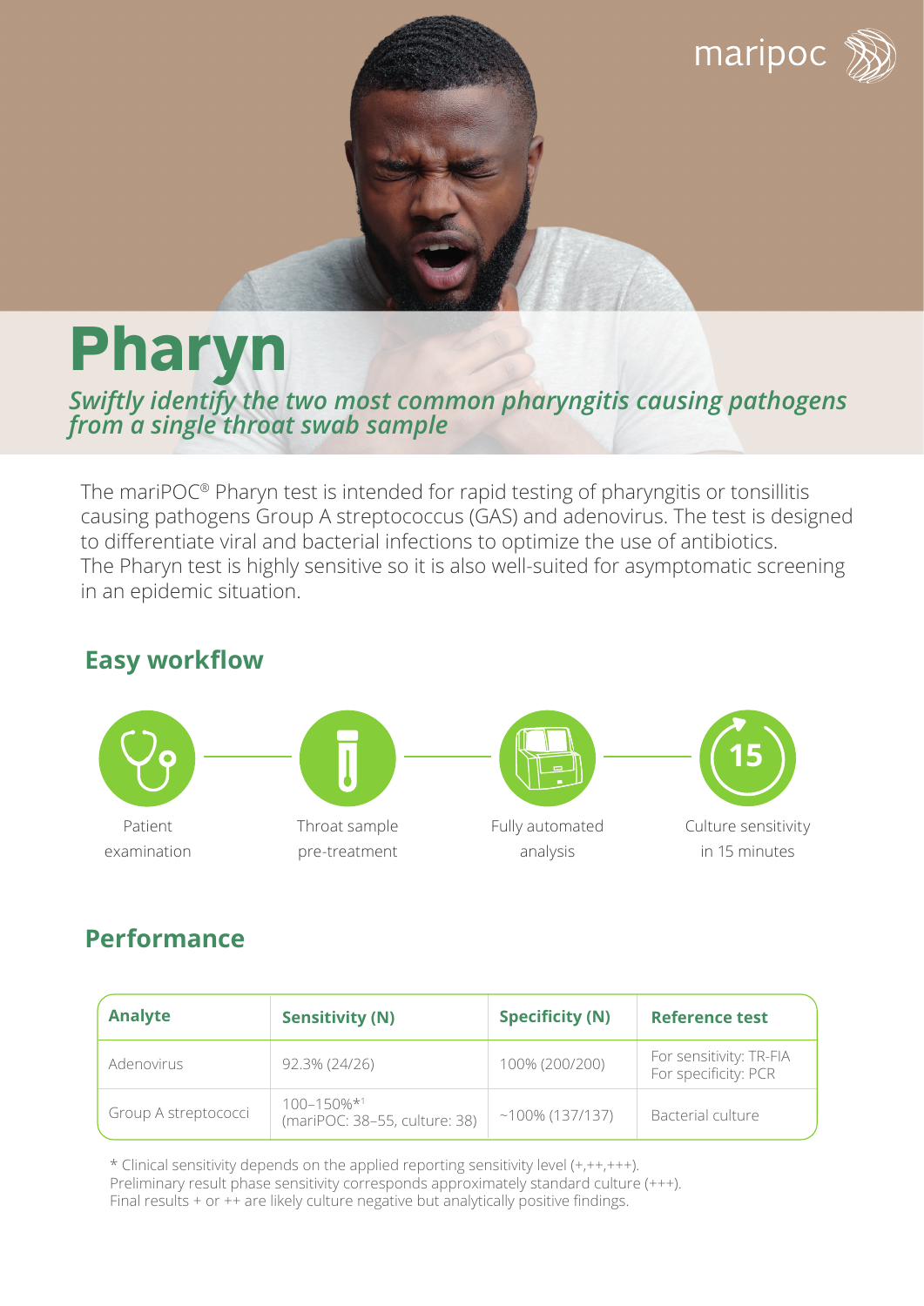maripoc

# Pharyn

*Swiftly identify the two most common pharyngitis causing pathogens from a single throat swab sample*

The mariPOC® Pharyn test is intended for rapid testing of pharyngitis or tonsillitis causing pathogens Group A streptococcus (GAS) and adenovirus. The test is designed to differentiate viral and bacterial infections to optimize the use of antibiotics. The Pharyn test is highly sensitive so it is also well-suited for asymptomatic screening in an epidemic situation.

## Easy workflow

Patient examination — Throat sample pre-treatment — Fully automated analysis — Culture sensitivity in 15 minutes

## Performance

| Analyte | Sensitivity (N) | Specificity (N) | Reference test |
|---|---|---|---|
| Adenovirus | 92.3% (24/26) | 100% (200/200) | For sensitivity: TR-FIA<br>For specificity: PCR |
| Group A streptococci | 100–150%*[1]<br>(mariPOC: 38–55, culture: 38) | ~100% (137/137) | Bacterial culture |

* Clinical sensitivity depends on the applied reporting sensitivity level (+,++,+++).
Preliminary result phase sensitivity corresponds approximately standard culture (+++).
Final results + or ++ are likely culture negative but analytically positive findings.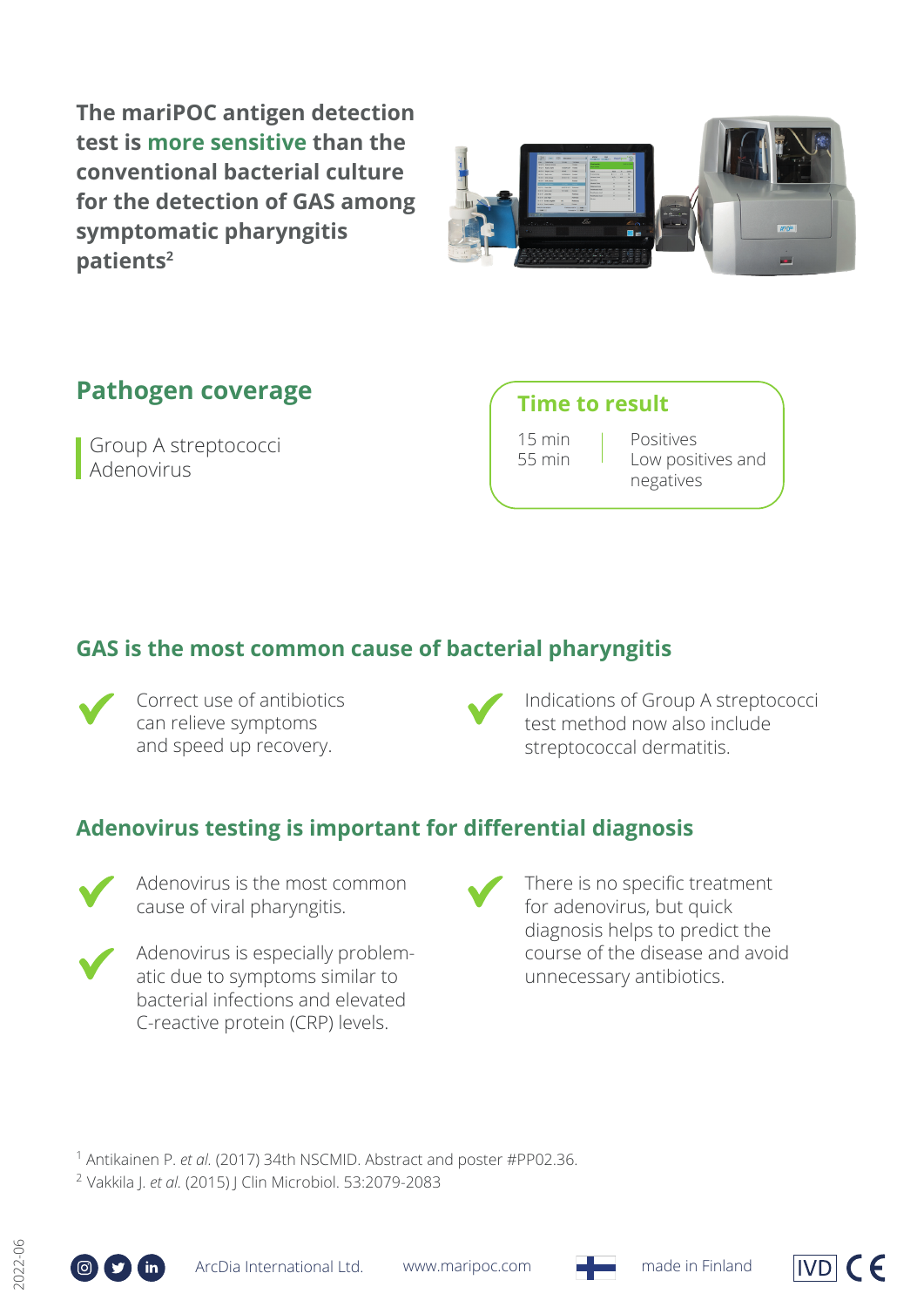**The mariPOC antigen detection test is more sensitive than the conventional bacterial culture for the detection of GAS among symptomatic pharyngitis patients**[2]

## Pathogen coverage

Group A streptococci
Adenovirus

## Time to result

| | |
|---|---|
| 15 min | Positives |
| 55 min | Low positives and negatives |

## GAS is the most common cause of bacterial pharyngitis

- Correct use of antibiotics can relieve symptoms and speed up recovery.
- Indications of Group A streptococci test method now also include streptococcal dermatitis.

## Adenovirus testing is important for differential diagnosis

- Adenovirus is the most common cause of viral pharyngitis.
- Adenovirus is especially problematic due to symptoms similar to bacterial infections and elevated C-reactive protein (CRP) levels.
- There is no specific treatment for adenovirus, but quick diagnosis helps to predict the course of the disease and avoid unnecessary antibiotics.

[1] Antikainen P. *et al.* (2017) 34th NSCMID. Abstract and poster #PP02.36.
[2] Vakkila J. *et al.* (2015) J Clin Microbiol. 53:2079-2083

2022-06

ArcDia International Ltd. www.maripoc.com made in Finland IVD CE